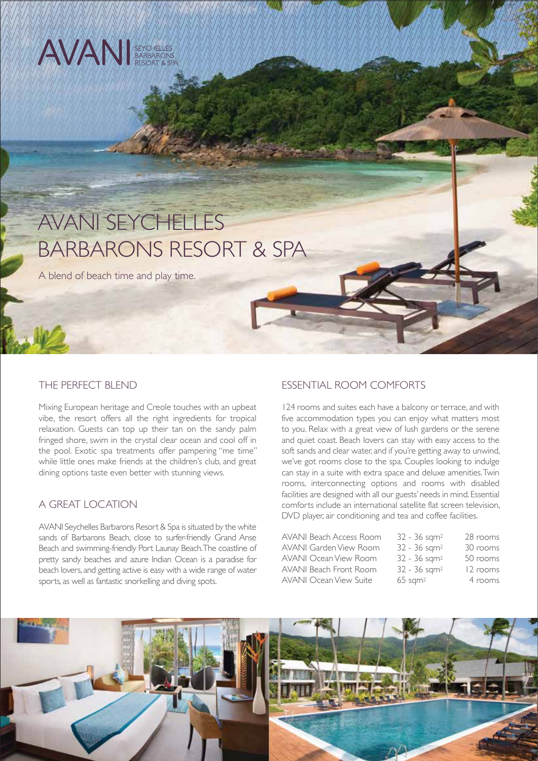# AVANI SEYCHELLES BARBARONS RESORT & SPA

A blend of beach time and play time.

## THE PERFECT BLEND

Mixing European heritage and Creole touches with an upbeat vibe, the resort offers all the right ingredients for tropical relaxation. Guests can top up their tan on the sandy palm fringed shore, swim in the crystal clear ocean and cool off in the pool. Exotic spa treatments offer pampering "me time" while little ones make friends at the children's club, and great dining options taste even better with stunning views.

## A GREAT LOCATION

AVANI Seychelles Barbarons Resort & Spa is situated by the white sands of Barbarons Beach, close to surfer-friendly Grand Anse Beach and swimming-friendly Port Launay Beach. The coastline of pretty sandy beaches and azure Indian Ocean is a paradise for beach lovers, and getting active is easy with a wide range of water sports, as well as fantastic snorkelling and diving spots.

## ESSENTIAL ROOM COMFORTS

124 rooms and suites each have a balcony or terrace, and with five accommodation types you can enjoy what matters most to you. Relax with a great view of lush gardens or the serene and quiet coast. Beach lovers can stay with easy access to the soft sands and clear water, and if you're getting away to unwind, we've got rooms close to the spa. Couples looking to indulge can stay in a suite with extra space and deluxe amenities. Twin rooms, interconnecting options and rooms with disabled facilities are designed with all our guests' needs in mind. Essential comforts include an international satellite flat screen television, DVD player, air conditioning and tea and coffee facilities.

| Room type | Size | Rooms |
|---|---|---|
| AVANI Beach Access Room | 32 - 36 $sqm^2$ | 28 rooms |
| AVANI Garden View Room | 32 - 36 $sqm^2$ | 30 rooms |
| AVANI Ocean View Room | 32 - 36 $sqm^2$ | 50 rooms |
| AVANI Beach Front Room | 32 - 36 $sqm^2$ | 12 rooms |
| AVANI Ocean View Suite | 65 $sqm^2$ | 4 rooms |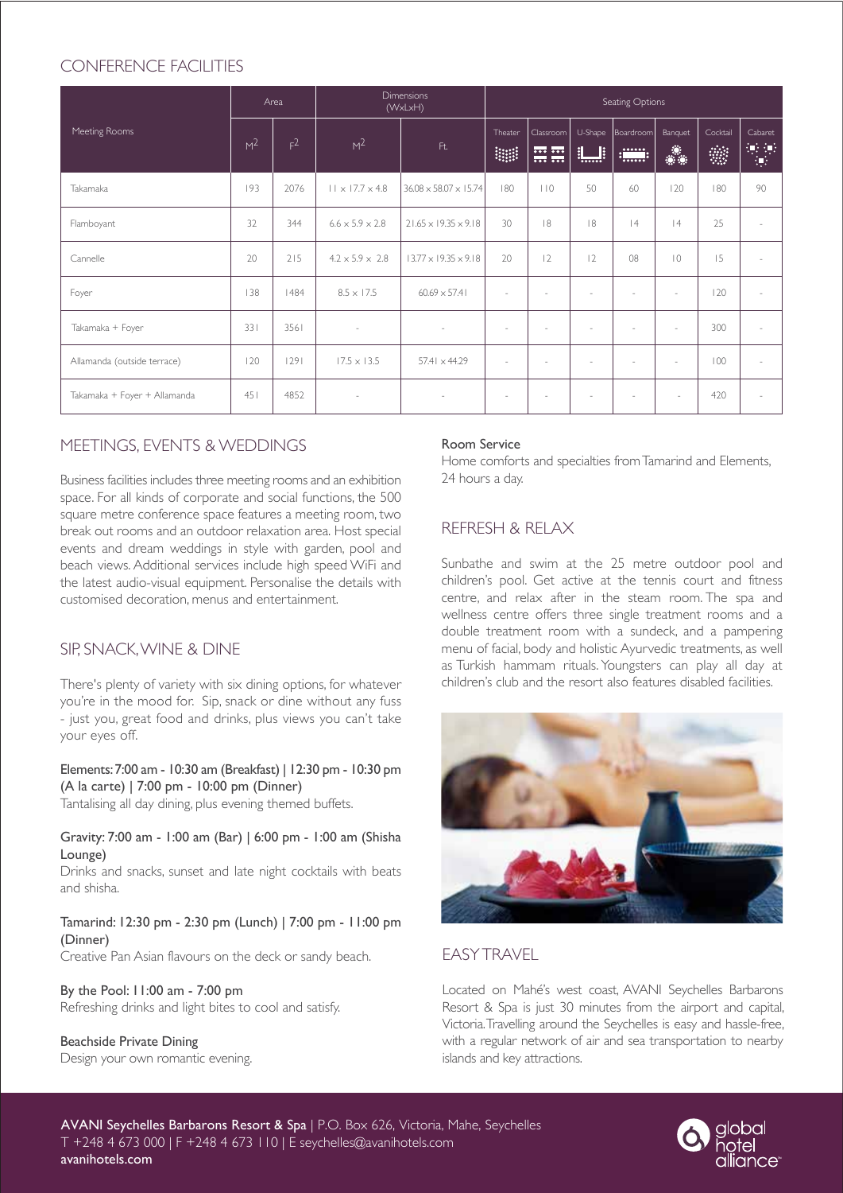## CONFERENCE FACILITIES

| Meeting Rooms | Area | | Dimensions (WxLxH) | | Seating Options | | | | | | |
|---|---|---|---|---|---|---|---|---|---|---|---|
| | M² | F² | M² | Ft. | Theater | Classroom | U-Shape | Boardroom | Banquet | Cocktail | Cabaret |
| Takamaka | 193 | 2076 | 11 x 17.7 x 4.8 | 36.08 x 58.07 x 15.74 | 180 | 110 | 50 | 60 | 120 | 180 | 90 |
| Flamboyant | 32 | 344 | 6.6 x 5.9 x 2.8 | 21.65 x 19.35 x 9.18 | 30 | 18 | 18 | 14 | 14 | 25 | - |
| Cannelle | 20 | 215 | 4.2 x 5.9 x 2.8 | 13.77 x 19.35 x 9.18 | 20 | 12 | 12 | 08 | 10 | 15 | - |
| Foyer | 138 | 1484 | 8.5 x 17.5 | 60.69 x 57.41 | - | - | - | - | - | 120 | - |
| Takamaka + Foyer | 331 | 3561 | - | - | - | - | - | - | - | 300 | - |
| Allamanda (outside terrace) | 120 | 1291 | 17.5 x 13.5 | 57.41 x 44.29 | - | - | - | - | - | 100 | - |
| Takamaka + Foyer + Allamanda | 451 | 4852 | - | - | - | - | - | - | - | 420 | - |

## MEETINGS, EVENTS & WEDDINGS

Business facilities includes three meeting rooms and an exhibition space. For all kinds of corporate and social functions, the 500 square metre conference space features a meeting room, two break out rooms and an outdoor relaxation area. Host special events and dream weddings in style with garden, pool and beach views. Additional services include high speed WiFi and the latest audio-visual equipment. Personalise the details with customised decoration, menus and entertainment.

## SIP, SNACK, WINE & DINE

There's plenty of variety with six dining options, for whatever you're in the mood for. Sip, snack or dine without any fuss - just you, great food and drinks, plus views you can't take your eyes off.

**Elements: 7:00 am - 10:30 am (Breakfast) | 12:30 pm - 10:30 pm (A la carte) | 7:00 pm - 10:00 pm (Dinner)**
Tantalising all day dining, plus evening themed buffets.

**Gravity: 7:00 am - 1:00 am (Bar) | 6:00 pm - 1:00 am (Shisha Lounge)**
Drinks and snacks, sunset and late night cocktails with beats and shisha.

**Tamarind: 12:30 pm - 2:30 pm (Lunch) | 7:00 pm - 11:00 pm (Dinner)**
Creative Pan Asian flavours on the deck or sandy beach.

**By the Pool: 11:00 am - 7:00 pm**
Refreshing drinks and light bites to cool and satisfy.

**Beachside Private Dining**
Design your own romantic evening.

**Room Service**
Home comforts and specialties from Tamarind and Elements, 24 hours a day.

## REFRESH & RELAX

Sunbathe and swim at the 25 metre outdoor pool and children's pool. Get active at the tennis court and fitness centre, and relax after in the steam room. The spa and wellness centre offers three single treatment rooms and a double treatment room with a sundeck, and a pampering menu of facial, body and holistic Ayurvedic treatments, as well as Turkish hammam rituals. Youngsters can play all day at children's club and the resort also features disabled facilities.

## EASY TRAVEL

Located on Mahé's west coast, AVANI Seychelles Barbarons Resort & Spa is just 30 minutes from the airport and capital, Victoria. Travelling around the Seychelles is easy and hassle-free, with a regular network of air and sea transportation to nearby islands and key attractions.

**AVANI Seychelles Barbarons Resort & Spa** | P.O. Box 626, Victoria, Mahe, Seychelles
T +248 4 673 000 | F +248 4 673 110 | E seychelles@avanihotels.com
**avanihotels.com**

global hotel alliance